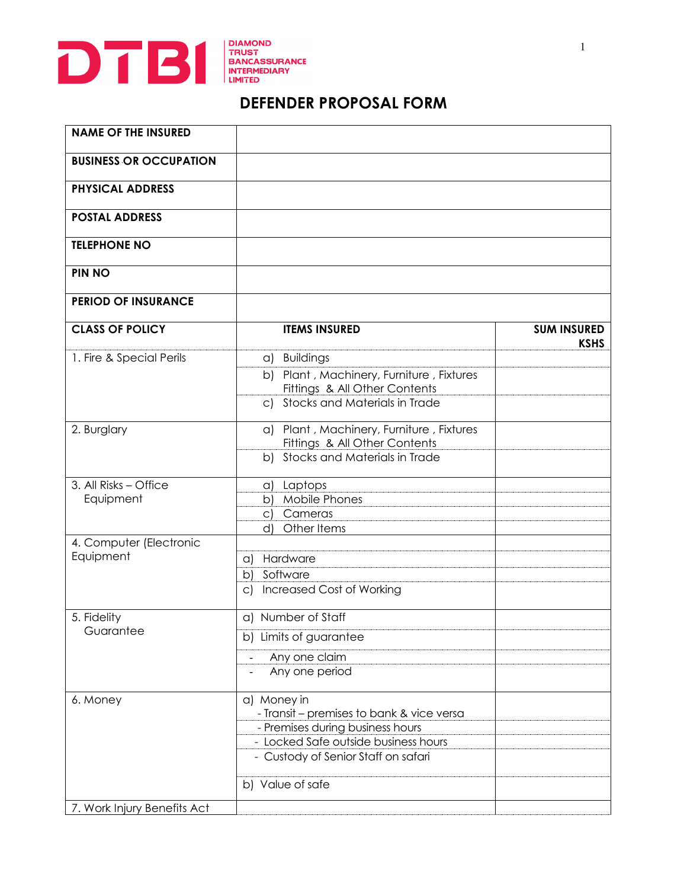DTBI DIAMOND TRUST BANCASSURANCE INTERMEDIARY LIMITED

# DEFENDER PROPOSAL FORM

| **NAME OF THE INSURED** | | |
|---|---|---|
| **BUSINESS OR OCCUPATION** | | |
| **PHYSICAL ADDRESS** | | |
| **POSTAL ADDRESS** | | |
| **TELEPHONE NO** | | |
| **PIN NO** | | |
| **PERIOD OF INSURANCE** | | |
| **CLASS OF POLICY** | **ITEMS INSURED** | **SUM INSURED KSHS** |
| 1. Fire & Special Perils | a) Buildings | |
| | b) Plant , Machinery, Furniture , Fixtures Fittings & All Other Contents | |
| | c) Stocks and Materials in Trade | |
| 2. Burglary | a) Plant , Machinery, Furniture , Fixtures Fittings & All Other Contents | |
| | b) Stocks and Materials in Trade | |
| 3. All Risks – Office Equipment | a) Laptops | |
| | b) Mobile Phones | |
| | c) Cameras | |
| | d) Other Items | |
| 4. Computer (Electronic Equipment | | |
| | a) Hardware | |
| | b) Software | |
| | c) Increased Cost of Working | |
| 5. Fidelity Guarantee | a) Number of Staff | |
| | b) Limits of guarantee | |
| | - Any one claim | |
| | - Any one period | |
| 6. Money | a) Money in<br>- Transit – premises to bank & vice versa | |
| | - Premises during business hours | |
| | - Locked Safe outside business hours | |
| | - Custody of Senior Staff on safari | |
| | b) Value of safe | |
| 7. Work Injury Benefits Act | | |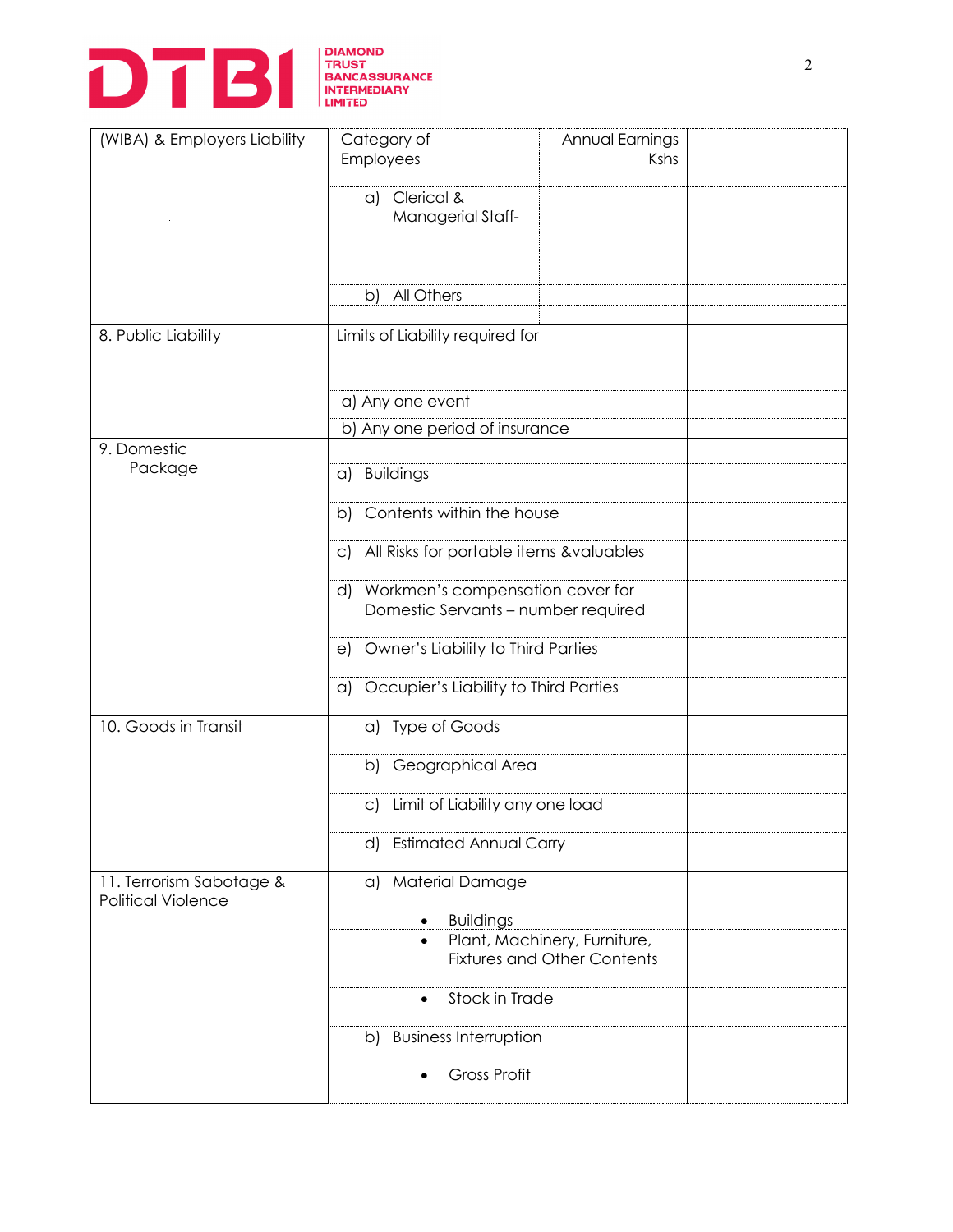| (WIBA) & Employers Liability | Category of Employees | Annual Earnings Kshs | |
|---|---|---|---|
| | a) Clerical & Managerial Staff- | | |
| | b) All Others | | |
| | | | |
| 8. Public Liability | Limits of Liability required for | | |
| | a) Any one event | | |
| | b) Any one period of insurance | | |
| 9. Domestic Package | | | |
| | a) Buildings | | |
| | b) Contents within the house | | |
| | c) All Risks for portable items &valuables | | |
| | d) Workmen's compensation cover for Domestic Servants – number required | | |
| | e) Owner's Liability to Third Parties | | |
| | a) Occupier's Liability to Third Parties | | |
| 10. Goods in Transit | a) Type of Goods | | |
| | b) Geographical Area | | |
| | c) Limit of Liability any one load | | |
| | d) Estimated Annual Carry | | |
| 11. Terrorism Sabotage & Political Violence | a) Material Damage<br>• Buildings | | |
| | • Plant, Machinery, Furniture, Fixtures and Other Contents | | |
| | • Stock in Trade | | |
| | b) Business Interruption<br>• Gross Profit | | |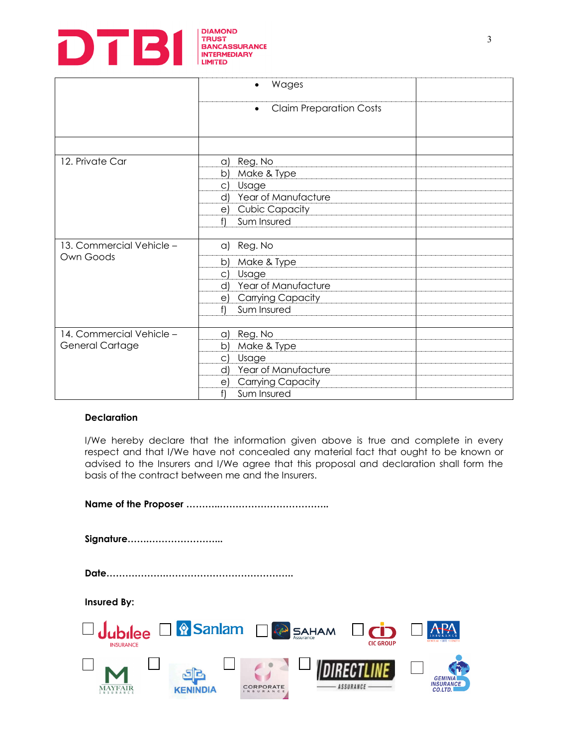| | | |
|---|---|---|
| | • Wages | |
| | • Claim Preparation Costs | |
| | | |
| 12. Private Car | a) Reg. No | |
| | b) Make & Type | |
| | c) Usage | |
| | d) Year of Manufacture | |
| | e) Cubic Capacity | |
| | f) Sum Insured | |
| | | |
| 13. Commercial Vehicle – Own Goods | a) Reg. No | |
| | b) Make & Type | |
| | c) Usage | |
| | d) Year of Manufacture | |
| | e) Carrying Capacity | |
| | f) Sum Insured | |
| | | |
| 14. Commercial Vehicle – General Cartage | a) Reg. No | |
| | b) Make & Type | |
| | c) Usage | |
| | d) Year of Manufacture | |
| | e) Carrying Capacity | |
| | f) Sum Insured | |

**Declaration**

I/We hereby declare that the information given above is true and complete in every respect and that I/We have not concealed any material fact that ought to be known or advised to the Insurers and I/We agree that this proposal and declaration shall form the basis of the contract between me and the Insurers.

**Name of the Proposer ……………………………………………**

**Signature…………………………...**

**Date………………………………………………………..**

**Insured By:**

☐ Jubilee Insurance ☐ Sanlam ☐ SAHAM Assurance ☐ CIC GROUP ☐ APA Insurance

☐ Mayfair Insurance ☐ Kenindia ☐ Corporate Insurance ☐ Directline Assurance ☐ Geminia Insurance Co. Ltd.